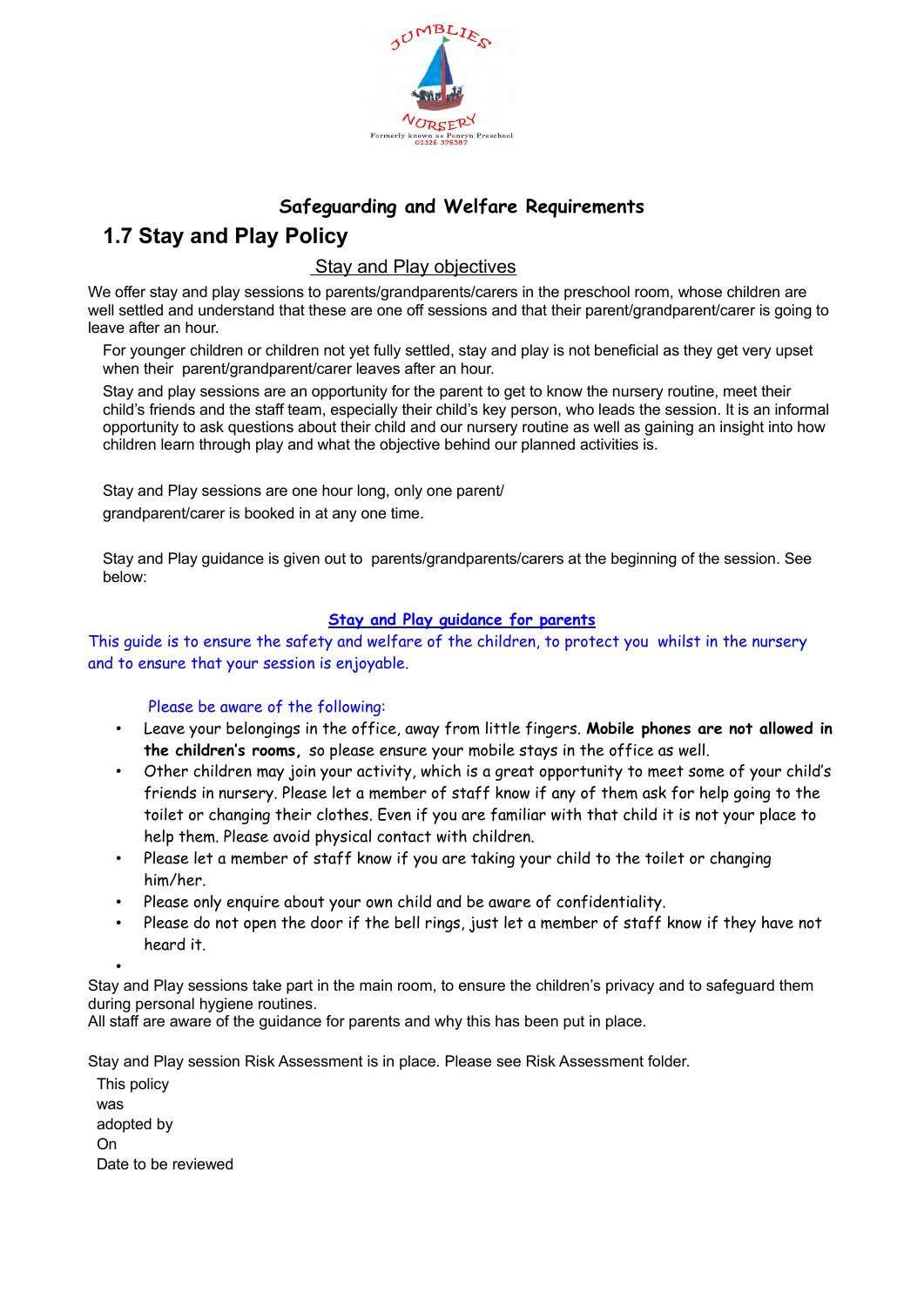## Safeguarding and Welfare Requirements

# 1.7 Stay and Play Policy

### Stay and Play objectives

We offer stay and play sessions to parents/grandparents/carers in the preschool room, whose children are well settled and understand that these are one off sessions and that their parent/grandparent/carer is going to leave after an hour.

For younger children or children not yet fully settled, stay and play is not beneficial as they get very upset when their parent/grandparent/carer leaves after an hour.

Stay and play sessions are an opportunity for the parent to get to know the nursery routine, meet their child's friends and the staff team, especially their child's key person, who leads the session. It is an informal opportunity to ask questions about their child and our nursery routine as well as gaining an insight into how children learn through play and what the objective behind our planned activities is.

Stay and Play sessions are one hour long, only one parent/ grandparent/carer is booked in at any one time.

Stay and Play guidance is given out to parents/grandparents/carers at the beginning of the session. See below:

### Stay and Play guidance for parents

This guide is to ensure the safety and welfare of the children, to protect you whilst in the nursery and to ensure that your session is enjoyable.

Please be aware of the following:

- Leave your belongings in the office, away from little fingers. **Mobile phones are not allowed in the children's rooms,** so please ensure your mobile stays in the office as well.
- Other children may join your activity, which is a great opportunity to meet some of your child's friends in nursery. Please let a member of staff know if any of them ask for help going to the toilet or changing their clothes. Even if you are familiar with that child it is not your place to help them. Please avoid physical contact with children.
- Please let a member of staff know if you are taking your child to the toilet or changing him/her.
- Please only enquire about your own child and be aware of confidentiality.
- Please do not open the door if the bell rings, just let a member of staff know if they have not heard it.

Stay and Play sessions take part in the main room, to ensure the children's privacy and to safeguard them during personal hygiene routines.
All staff are aware of the guidance for parents and why this has been put in place.

Stay and Play session Risk Assessment is in place. Please see Risk Assessment folder.

This policy was adopted by

On

Date to be reviewed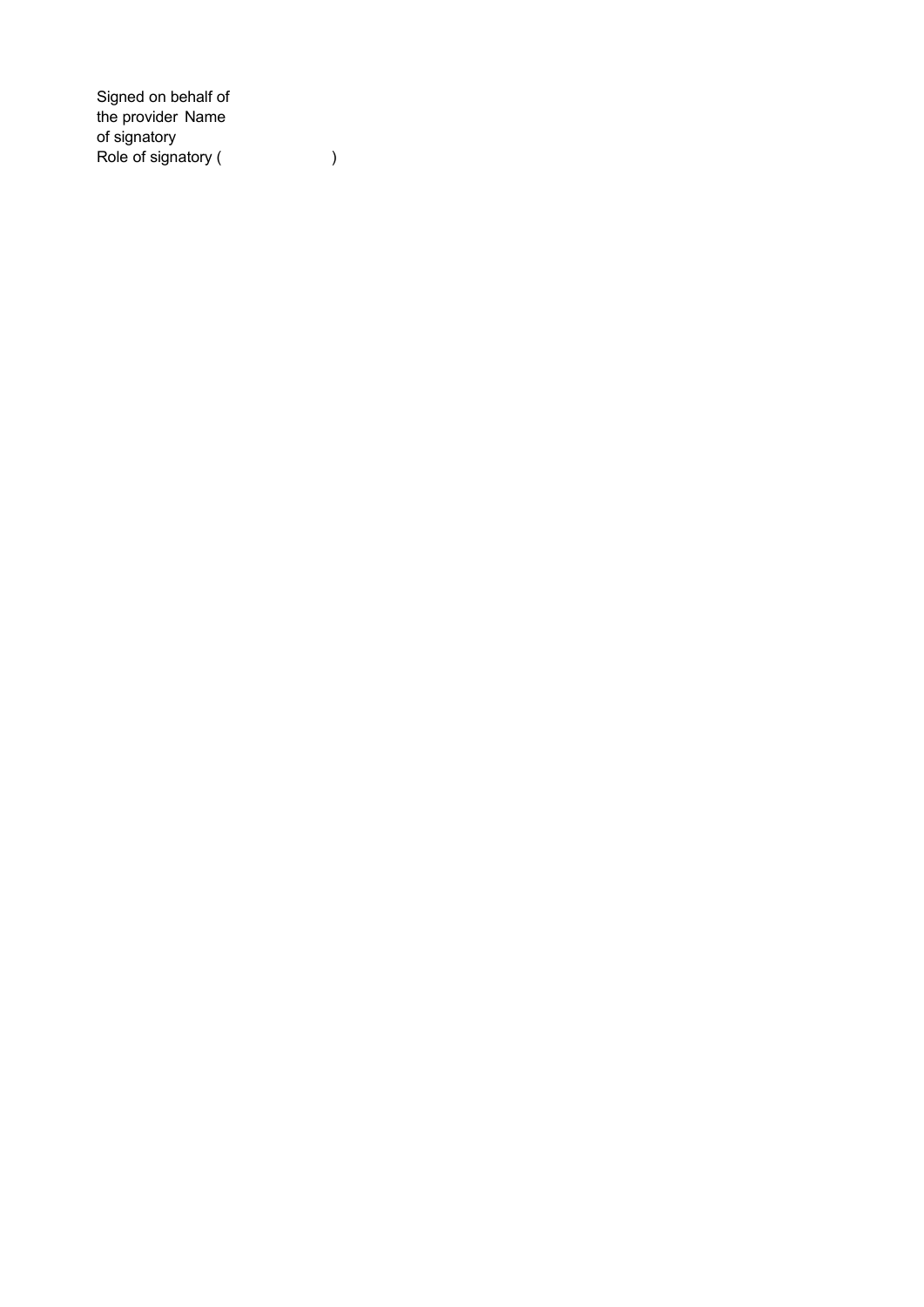Signed on behalf of
the provider Name
of signatory
Role of signatory (                    )